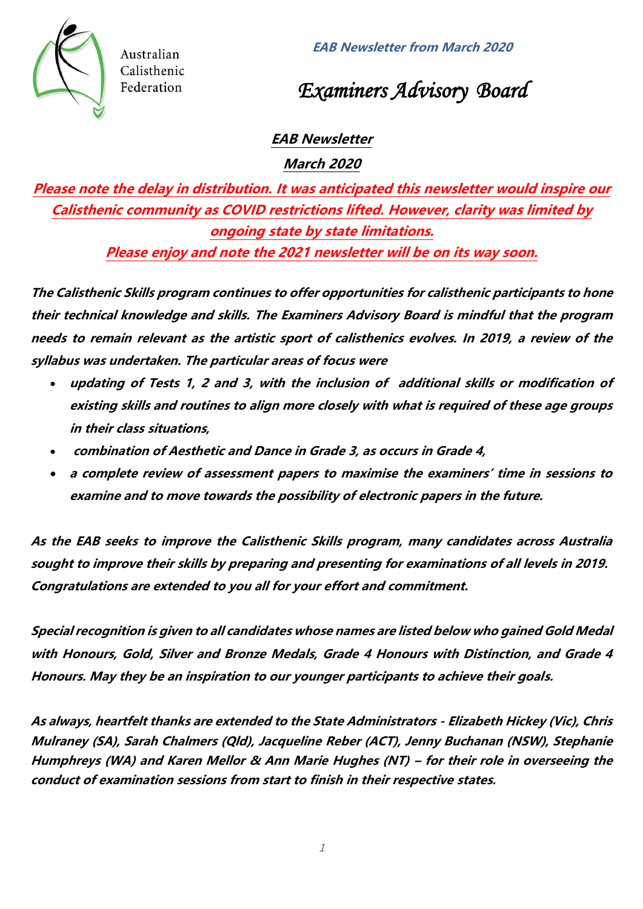Australian Calisthenic Federation

**EAB Newsletter from March 2020**

# *Examiners Advisory Board*

## **EAB Newsletter**

## **March 2020**

**Please note the delay in distribution. It was anticipated this newsletter would inspire our Calisthenic community as COVID restrictions lifted. However, clarity was limited by ongoing state by state limitations.**

**Please enjoy and note the 2021 newsletter will be on its way soon.**

**The Calisthenic Skills program continues to offer opportunities for calisthenic participants to hone their technical knowledge and skills. The Examiners Advisory Board is mindful that the program needs to remain relevant as the artistic sport of calisthenics evolves. In 2019, a review of the syllabus was undertaken. The particular areas of focus were**

- **updating of Tests 1, 2 and 3, with the inclusion of additional skills or modification of existing skills and routines to align more closely with what is required of these age groups in their class situations,**
- **combination of Aesthetic and Dance in Grade 3, as occurs in Grade 4,**
- **a complete review of assessment papers to maximise the examiners' time in sessions to examine and to move towards the possibility of electronic papers in the future.**

**As the EAB seeks to improve the Calisthenic Skills program, many candidates across Australia sought to improve their skills by preparing and presenting for examinations of all levels in 2019. Congratulations are extended to you all for your effort and commitment.**

**Special recognition is given to all candidates whose names are listed below who gained Gold Medal with Honours, Gold, Silver and Bronze Medals, Grade 4 Honours with Distinction, and Grade 4 Honours. May they be an inspiration to our younger participants to achieve their goals.**

**As always, heartfelt thanks are extended to the State Administrators - Elizabeth Hickey (Vic), Chris Mulraney (SA), Sarah Chalmers (Qld), Jacqueline Reber (ACT), Jenny Buchanan (NSW), Stephanie Humphreys (WA) and Karen Mellor & Ann Marie Hughes (NT) – for their role in overseeing the conduct of examination sessions from start to finish in their respective states.**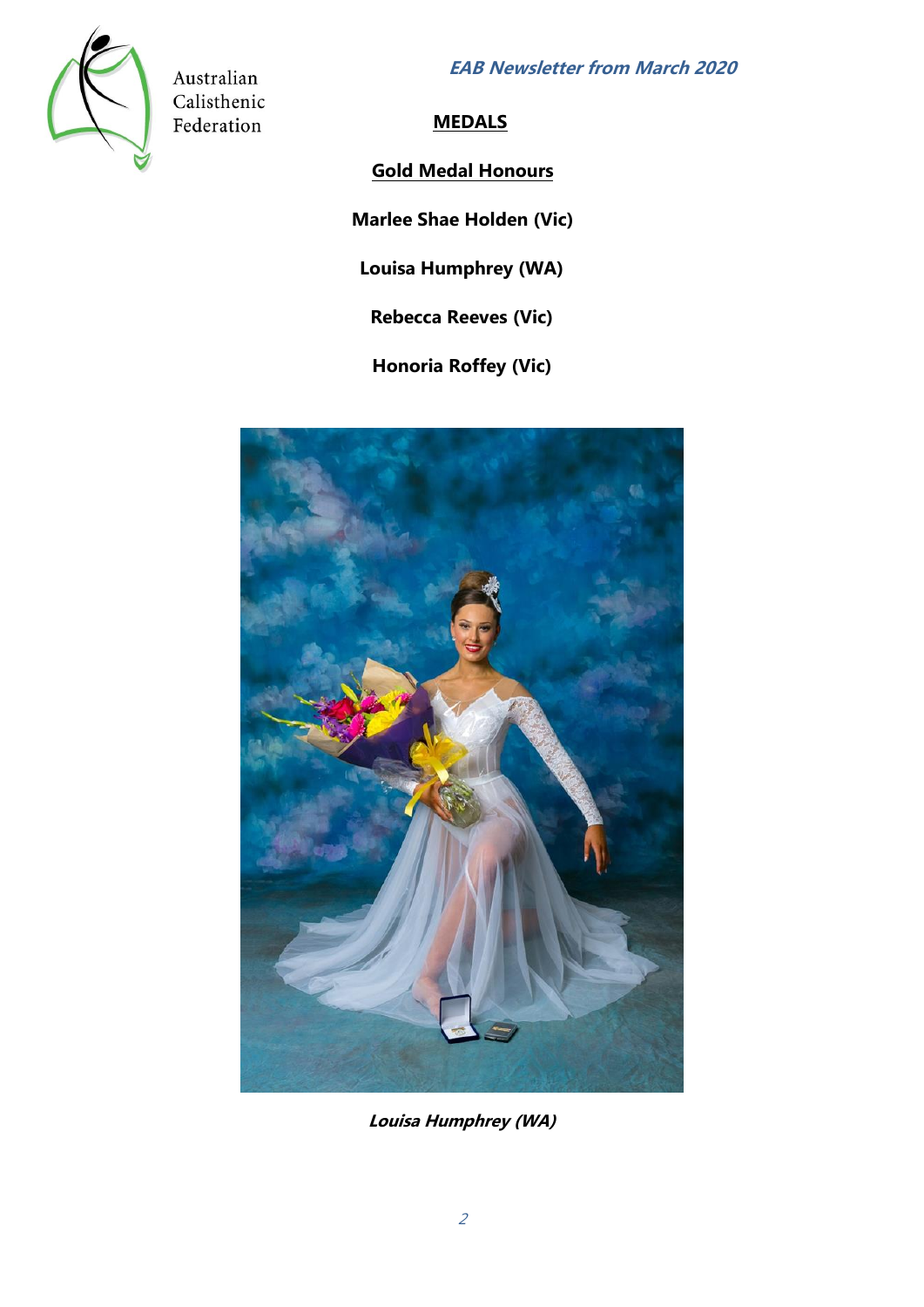**EAB Newsletter from March 2020**

## MEDALS

### Gold Medal Honours

**Marlee Shae Holden (Vic)**

**Louisa Humphrey (WA)**

**Rebecca Reeves (Vic)**

**Honoria Roffey (Vic)**

***Louisa Humphrey (WA)***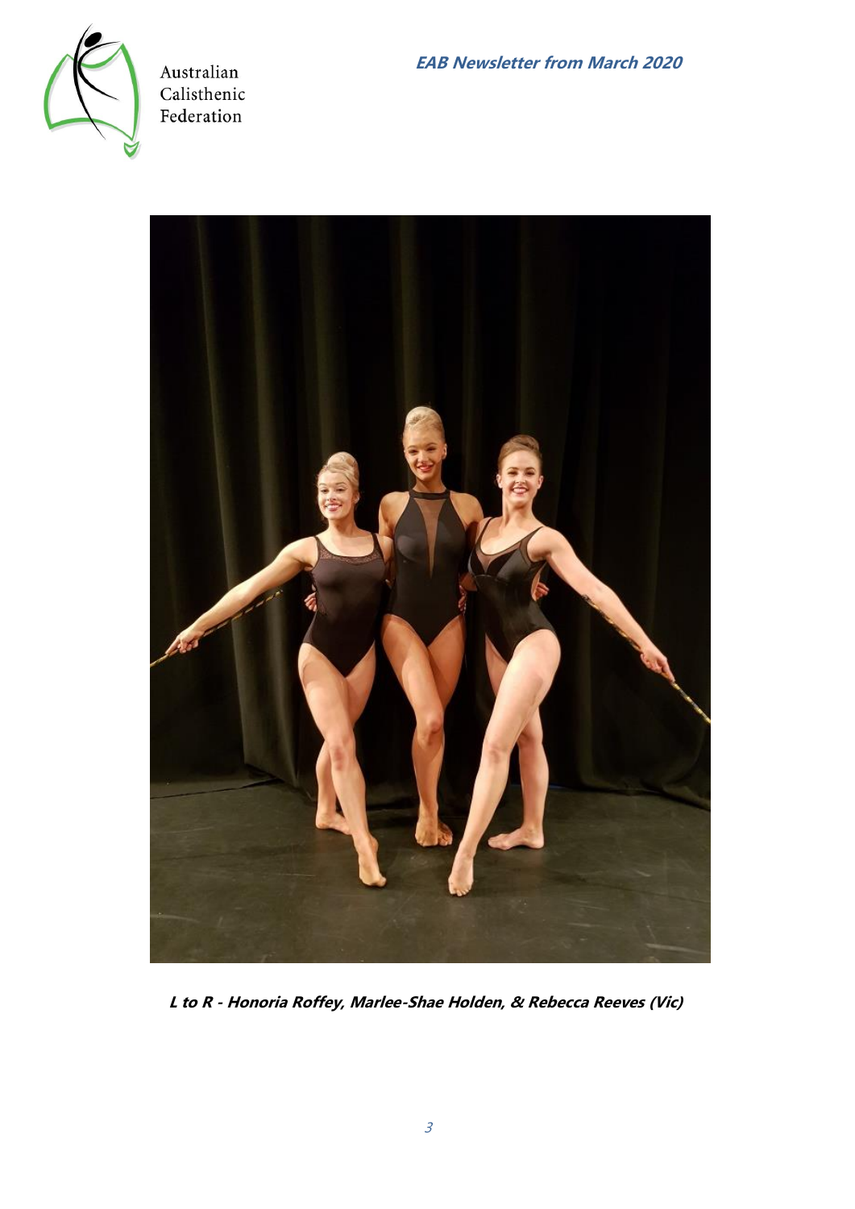**L to R - Honoria Roffey, Marlee-Shae Holden, & Rebecca Reeves (Vic)**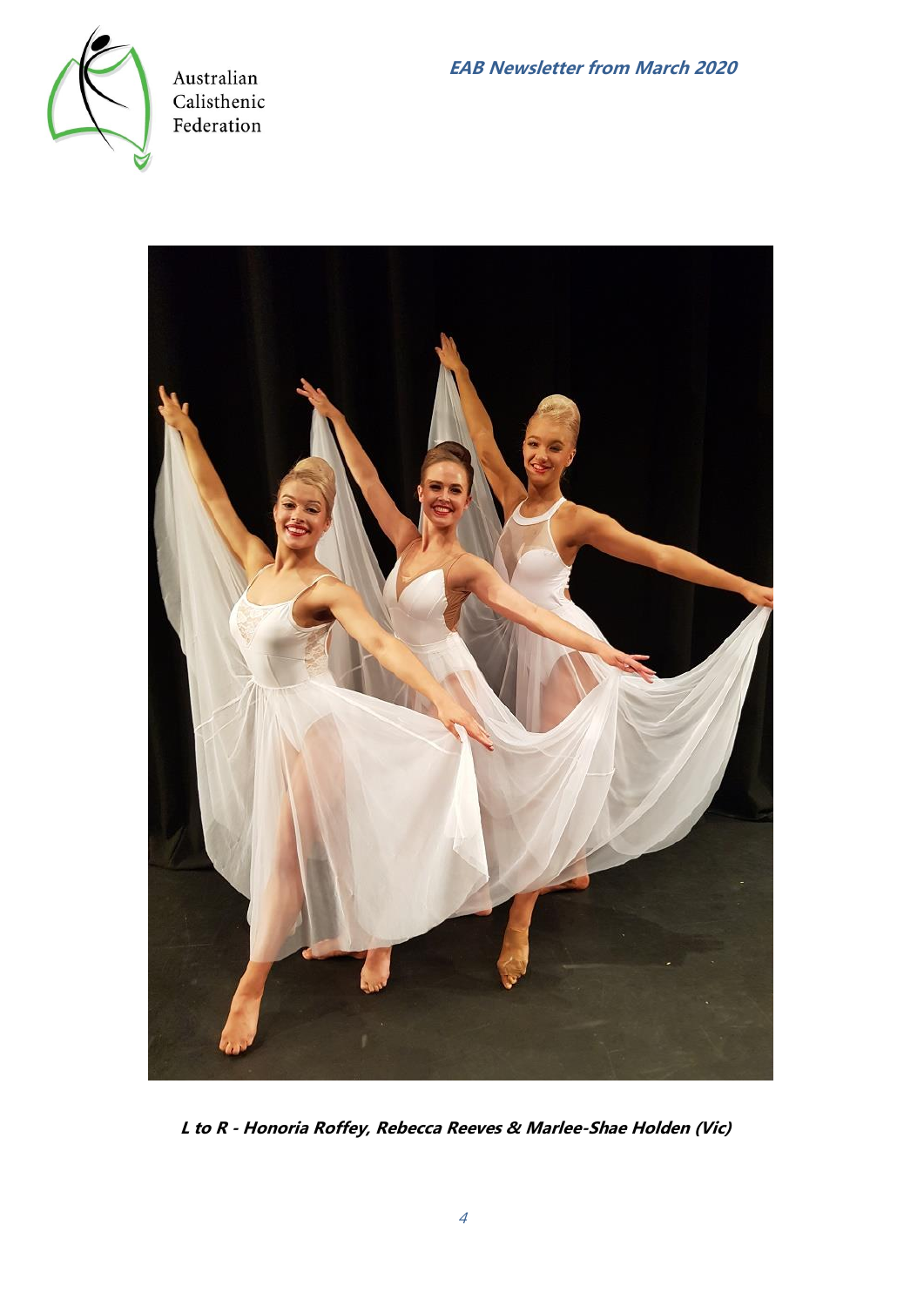**L to R - Honoria Roffey, Rebecca Reeves & Marlee-Shae Holden (Vic)**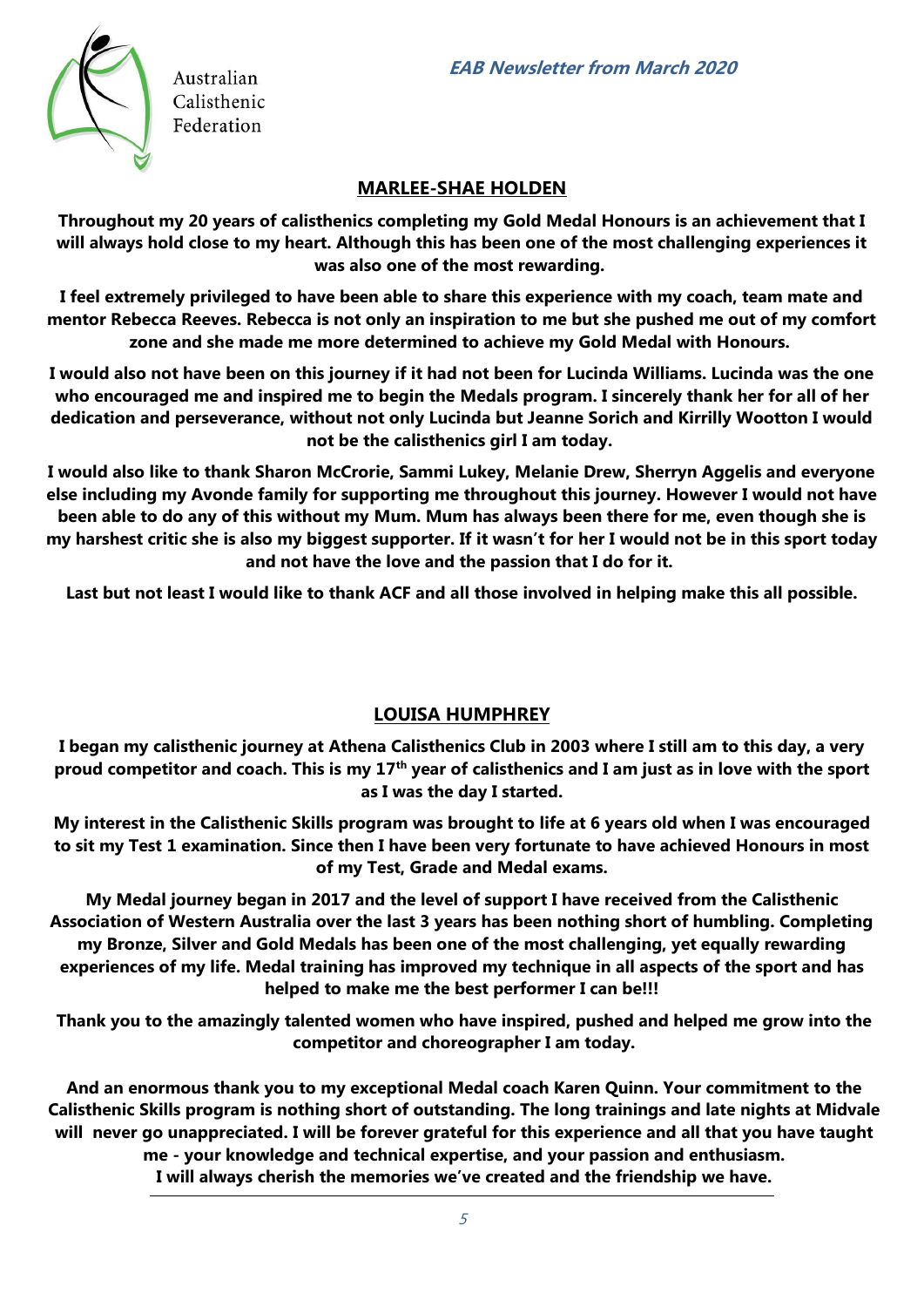## MARLEE-SHAE HOLDEN

**Throughout my 20 years of calisthenics completing my Gold Medal Honours is an achievement that I will always hold close to my heart. Although this has been one of the most challenging experiences it was also one of the most rewarding.**

**I feel extremely privileged to have been able to share this experience with my coach, team mate and mentor Rebecca Reeves. Rebecca is not only an inspiration to me but she pushed me out of my comfort zone and she made me more determined to achieve my Gold Medal with Honours.**

**I would also not have been on this journey if it had not been for Lucinda Williams. Lucinda was the one who encouraged me and inspired me to begin the Medals program. I sincerely thank her for all of her dedication and perseverance, without not only Lucinda but Jeanne Sorich and Kirrilly Wootton I would not be the calisthenics girl I am today.**

**I would also like to thank Sharon McCrorie, Sammi Lukey, Melanie Drew, Sherryn Aggelis and everyone else including my Avonde family for supporting me throughout this journey. However I would not have been able to do any of this without my Mum. Mum has always been there for me, even though she is my harshest critic she is also my biggest supporter. If it wasn't for her I would not be in this sport today and not have the love and the passion that I do for it.**

**Last but not least I would like to thank ACF and all those involved in helping make this all possible.**

## LOUISA HUMPHREY

**I began my calisthenic journey at Athena Calisthenics Club in 2003 where I still am to this day, a very proud competitor and coach. This is my 17th year of calisthenics and I am just as in love with the sport as I was the day I started.**

**My interest in the Calisthenic Skills program was brought to life at 6 years old when I was encouraged to sit my Test 1 examination. Since then I have been very fortunate to have achieved Honours in most of my Test, Grade and Medal exams.**

**My Medal journey began in 2017 and the level of support I have received from the Calisthenic Association of Western Australia over the last 3 years has been nothing short of humbling. Completing my Bronze, Silver and Gold Medals has been one of the most challenging, yet equally rewarding experiences of my life. Medal training has improved my technique in all aspects of the sport and has helped to make me the best performer I can be!!!**

**Thank you to the amazingly talented women who have inspired, pushed and helped me grow into the competitor and choreographer I am today.**

**And an enormous thank you to my exceptional Medal coach Karen Quinn. Your commitment to the Calisthenic Skills program is nothing short of outstanding. The long trainings and late nights at Midvale will never go unappreciated. I will be forever grateful for this experience and all that you have taught me - your knowledge and technical expertise, and your passion and enthusiasm. I will always cherish the memories we've created and the friendship we have.**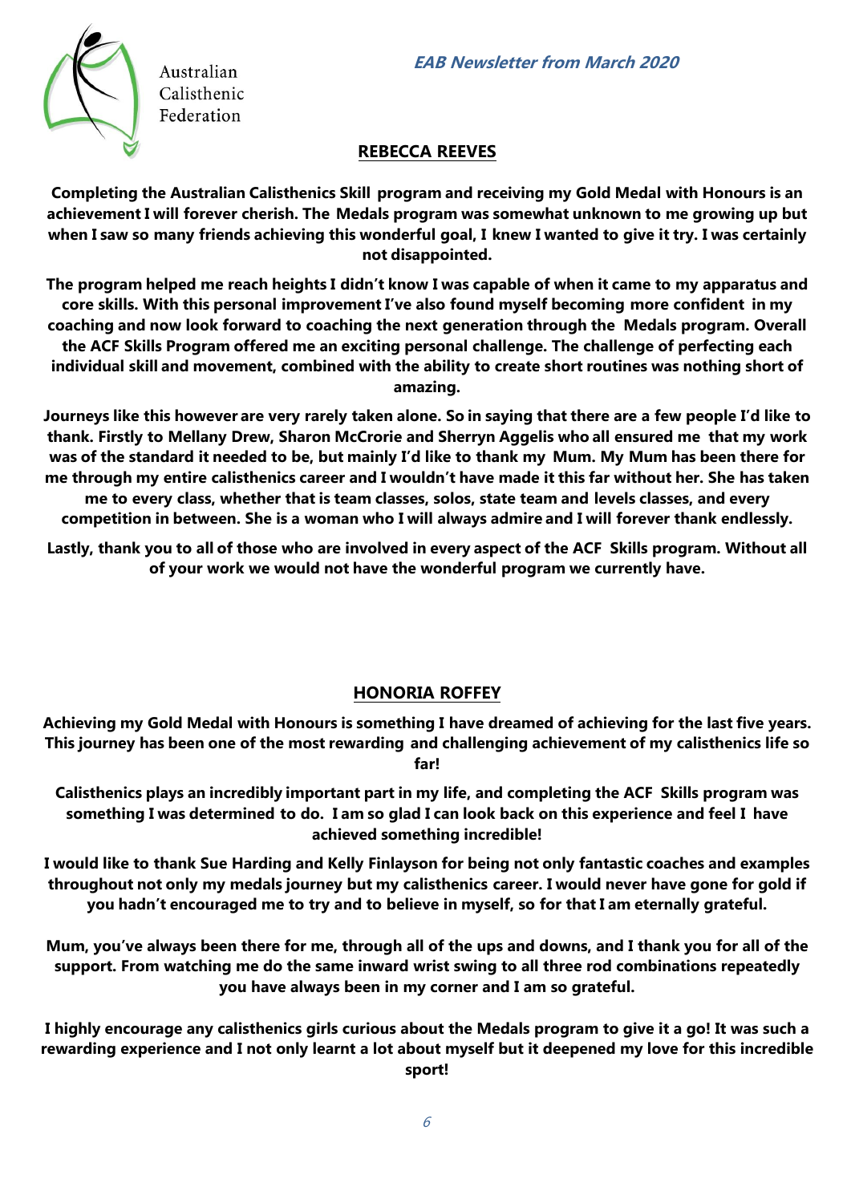Australian Calisthenic Federation

***EAB Newsletter from March 2020***

## REBECCA REEVES

**Completing the Australian Calisthenics Skill program and receiving my Gold Medal with Honours is an achievement I will forever cherish. The Medals program was somewhat unknown to me growing up but when I saw so many friends achieving this wonderful goal, I knew I wanted to give it try. I was certainly not disappointed.**

**The program helped me reach heights I didn't know I was capable of when it came to my apparatus and core skills. With this personal improvement I've also found myself becoming more confident in my coaching and now look forward to coaching the next generation through the Medals program. Overall the ACF Skills Program offered me an exciting personal challenge. The challenge of perfecting each individual skill and movement, combined with the ability to create short routines was nothing short of amazing.**

**Journeys like this however are very rarely taken alone. So in saying that there are a few people I'd like to thank. Firstly to Mellany Drew, Sharon McCrorie and Sherryn Aggelis who all ensured me that my work was of the standard it needed to be, but mainly I'd like to thank my Mum. My Mum has been there for me through my entire calisthenics career and I wouldn't have made it this far without her. She has taken me to every class, whether that is team classes, solos, state team and levels classes, and every competition in between. She is a woman who I will always admire and I will forever thank endlessly.**

**Lastly, thank you to all of those who are involved in every aspect of the ACF Skills program. Without all of your work we would not have the wonderful program we currently have.**

## HONORIA ROFFEY

**Achieving my Gold Medal with Honours is something I have dreamed of achieving for the last five years. This journey has been one of the most rewarding and challenging achievement of my calisthenics life so far!**

**Calisthenics plays an incredibly important part in my life, and completing the ACF Skills program was something I was determined to do. I am so glad I can look back on this experience and feel I have achieved something incredible!**

**I would like to thank Sue Harding and Kelly Finlayson for being not only fantastic coaches and examples throughout not only my medals journey but my calisthenics career. I would never have gone for gold if you hadn't encouraged me to try and to believe in myself, so for that I am eternally grateful.**

**Mum, you've always been there for me, through all of the ups and downs, and I thank you for all of the support. From watching me do the same inward wrist swing to all three rod combinations repeatedly you have always been in my corner and I am so grateful.**

**I highly encourage any calisthenics girls curious about the Medals program to give it a go! It was such a rewarding experience and I not only learnt a lot about myself but it deepened my love for this incredible sport!**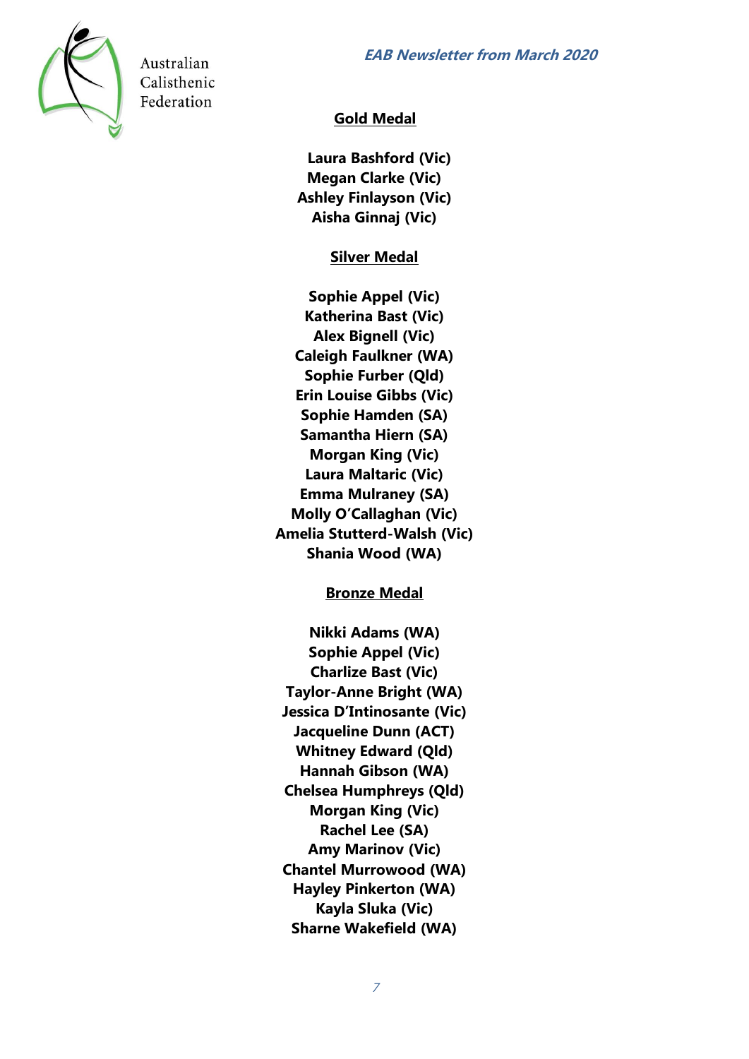**Gold Medal**

**Laura Bashford (Vic)**
**Megan Clarke (Vic)**
**Ashley Finlayson (Vic)**
**Aisha Ginnaj (Vic)**

**Silver Medal**

**Sophie Appel (Vic)**
**Katherina Bast (Vic)**
**Alex Bignell (Vic)**
**Caleigh Faulkner (WA)**
**Sophie Furber (Qld)**
**Erin Louise Gibbs (Vic)**
**Sophie Hamden (SA)**
**Samantha Hiern (SA)**
**Morgan King (Vic)**
**Laura Maltaric (Vic)**
**Emma Mulraney (SA)**
**Molly O'Callaghan (Vic)**
**Amelia Stutterd-Walsh (Vic)**
**Shania Wood (WA)**

**Bronze Medal**

**Nikki Adams (WA)**
**Sophie Appel (Vic)**
**Charlize Bast (Vic)**
**Taylor-Anne Bright (WA)**
**Jessica D'Intinosante (Vic)**
**Jacqueline Dunn (ACT)**
**Whitney Edward (Qld)**
**Hannah Gibson (WA)**
**Chelsea Humphreys (Qld)**
**Morgan King (Vic)**
**Rachel Lee (SA)**
**Amy Marinov (Vic)**
**Chantel Murrowood (WA)**
**Hayley Pinkerton (WA)**
**Kayla Sluka (Vic)**
**Sharne Wakefield (WA)**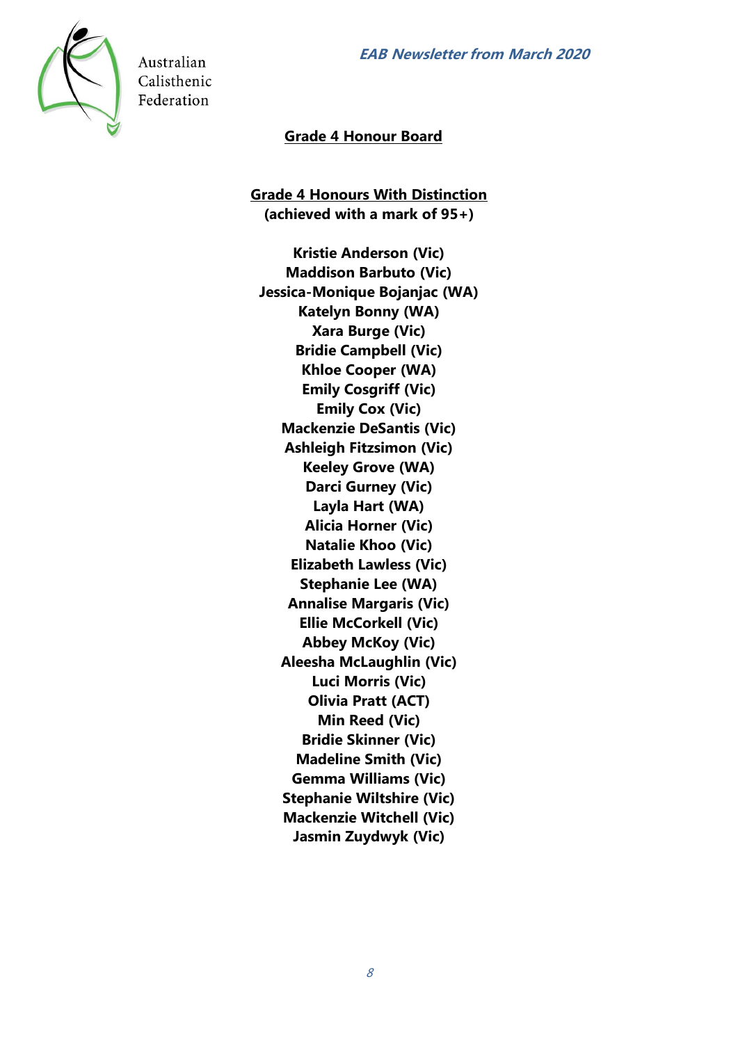## Grade 4 Honour Board

### Grade 4 Honours With Distinction
**(achieved with a mark of 95+)**

**Kristie Anderson (Vic)**
**Maddison Barbuto (Vic)**
**Jessica-Monique Bojanjac (WA)**
**Katelyn Bonny (WA)**
**Xara Burge (Vic)**
**Bridie Campbell (Vic)**
**Khloe Cooper (WA)**
**Emily Cosgriff (Vic)**
**Emily Cox (Vic)**
**Mackenzie DeSantis (Vic)**
**Ashleigh Fitzsimon (Vic)**
**Keeley Grove (WA)**
**Darci Gurney (Vic)**
**Layla Hart (WA)**
**Alicia Horner (Vic)**
**Natalie Khoo (Vic)**
**Elizabeth Lawless (Vic)**
**Stephanie Lee (WA)**
**Annalise Margaris (Vic)**
**Ellie McCorkell (Vic)**
**Abbey McKoy (Vic)**
**Aleesha McLaughlin (Vic)**
**Luci Morris (Vic)**
**Olivia Pratt (ACT)**
**Min Reed (Vic)**
**Bridie Skinner (Vic)**
**Madeline Smith (Vic)**
**Gemma Williams (Vic)**
**Stephanie Wiltshire (Vic)**
**Mackenzie Witchell (Vic)**
**Jasmin Zuydwyk (Vic)**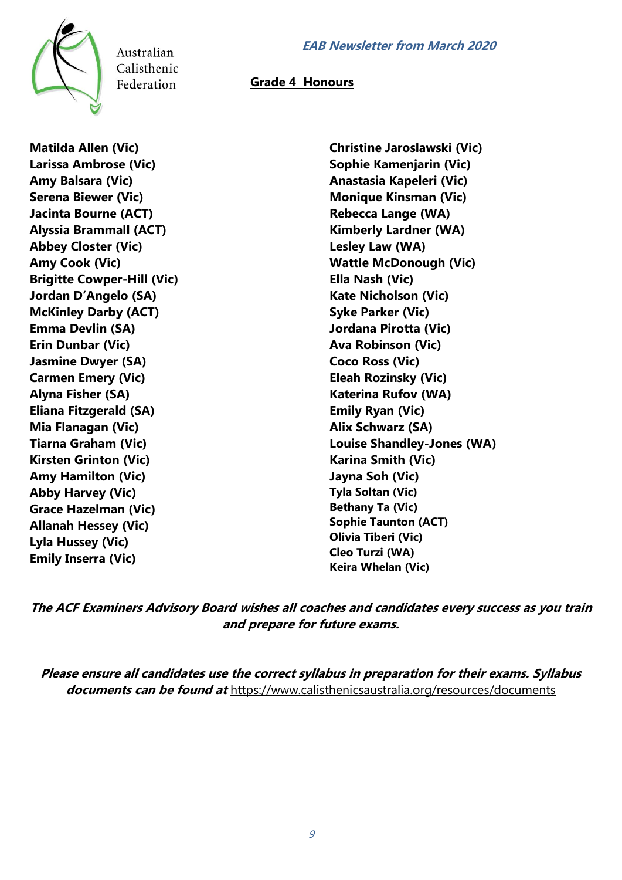Australian Calisthenic Federation

*EAB Newsletter from March 2020*

## Grade 4 Honours

**Matilda Allen (Vic)**
**Larissa Ambrose (Vic)**
**Amy Balsara (Vic)**
**Serena Biewer (Vic)**
**Jacinta Bourne (ACT)**
**Alyssia Brammall (ACT)**
**Abbey Closter (Vic)**
**Amy Cook (Vic)**
**Brigitte Cowper-Hill (Vic)**
**Jordan D'Angelo (SA)**
**McKinley Darby (ACT)**
**Emma Devlin (SA)**
**Erin Dunbar (Vic)**
**Jasmine Dwyer (SA)**
**Carmen Emery (Vic)**
**Alyna Fisher (SA)**
**Eliana Fitzgerald (SA)**
**Mia Flanagan (Vic)**
**Tiarna Graham (Vic)**
**Kirsten Grinton (Vic)**
**Amy Hamilton (Vic)**
**Abby Harvey (Vic)**
**Grace Hazelman (Vic)**
**Allanah Hessey (Vic)**
**Lyla Hussey (Vic)**
**Emily Inserra (Vic)**
**Christine Jaroslawski (Vic)**
**Sophie Kamenjarin (Vic)**
**Anastasia Kapeleri (Vic)**
**Monique Kinsman (Vic)**
**Rebecca Lange (WA)**
**Kimberly Lardner (WA)**
**Lesley Law (WA)**
**Wattle McDonough (Vic)**
**Ella Nash (Vic)**
**Kate Nicholson (Vic)**
**Syke Parker (Vic)**
**Jordana Pirotta (Vic)**
**Ava Robinson (Vic)**
**Coco Ross (Vic)**
**Eleah Rozinsky (Vic)**
**Katerina Rufov (WA)**
**Emily Ryan (Vic)**
**Alix Schwarz (SA)**
**Louise Shandley-Jones (WA)**
**Karina Smith (Vic)**
**Jayna Soh (Vic)**
**Tyla Soltan (Vic)**
**Bethany Ta (Vic)**
**Sophie Taunton (ACT)**
**Olivia Tiberi (Vic)**
**Cleo Turzi (WA)**
**Keira Whelan (Vic)**

***The ACF Examiners Advisory Board wishes all coaches and candidates every success as you train and prepare for future exams.***

***Please ensure all candidates use the correct syllabus in preparation for their exams. Syllabus documents can be found at*** https://www.calisthenicsaustralia.org/resources/documents